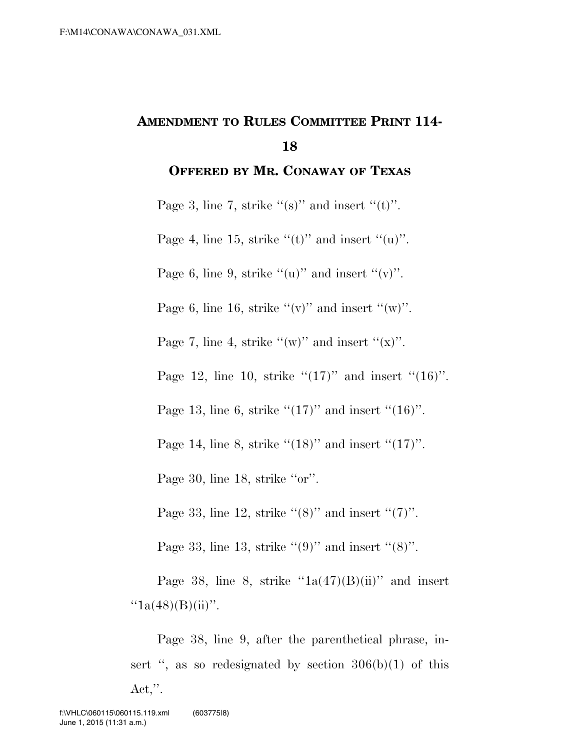# AMENDMENT TO RULES COMMITTEE PRINT 114-18

## OFFERED BY MR. CONAWAY OF TEXAS

Page 3, line 7, strike "(s)" and insert "(t)".

Page 4, line 15, strike "(t)" and insert "(u)".

Page 6, line 9, strike "(u)" and insert "(v)".

Page 6, line 16, strike "(v)" and insert "(w)".

Page 7, line 4, strike "(w)" and insert "(x)".

Page 12, line 10, strike "(17)" and insert "(16)".

Page 13, line 6, strike "(17)" and insert "(16)".

Page 14, line 8, strike "(18)" and insert "(17)".

Page 30, line 18, strike "or".

Page 33, line 12, strike "(8)" and insert "(7)".

Page 33, line 13, strike "(9)" and insert "(8)".

Page 38, line 8, strike "1a(47)(B)(ii)" and insert "1a(48)(B)(ii)".

Page 38, line 9, after the parenthetical phrase, insert ", as so redesignated by section 306(b)(1) of this Act,".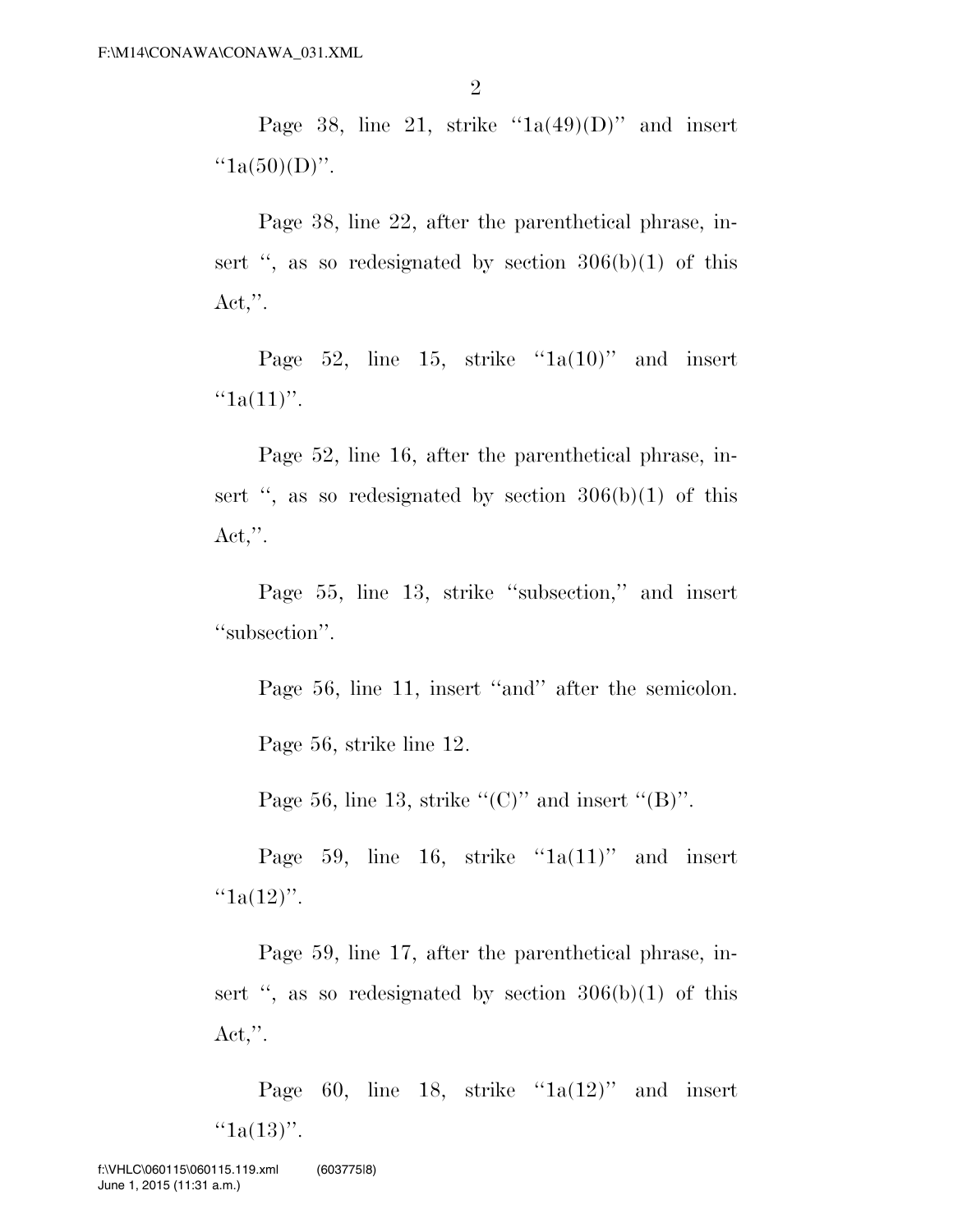Page 38, line 21, strike ''1a(49)(D)'' and insert ''1a(50)(D)''.

Page 38, line 22, after the parenthetical phrase, insert '', as so redesignated by section 306(b)(1) of this Act,''.

Page 52, line 15, strike ''1a(10)'' and insert ''1a(11)''.

Page 52, line 16, after the parenthetical phrase, insert '', as so redesignated by section 306(b)(1) of this Act,''.

Page 55, line 13, strike ''subsection,'' and insert ''subsection''.

Page 56, line 11, insert ''and'' after the semicolon.

Page 56, strike line 12.

Page 56, line 13, strike ''(C)'' and insert ''(B)''.

Page 59, line 16, strike ''1a(11)'' and insert ''1a(12)''.

Page 59, line 17, after the parenthetical phrase, insert '', as so redesignated by section 306(b)(1) of this Act,''.

Page 60, line 18, strike ''1a(12)'' and insert ''1a(13)''.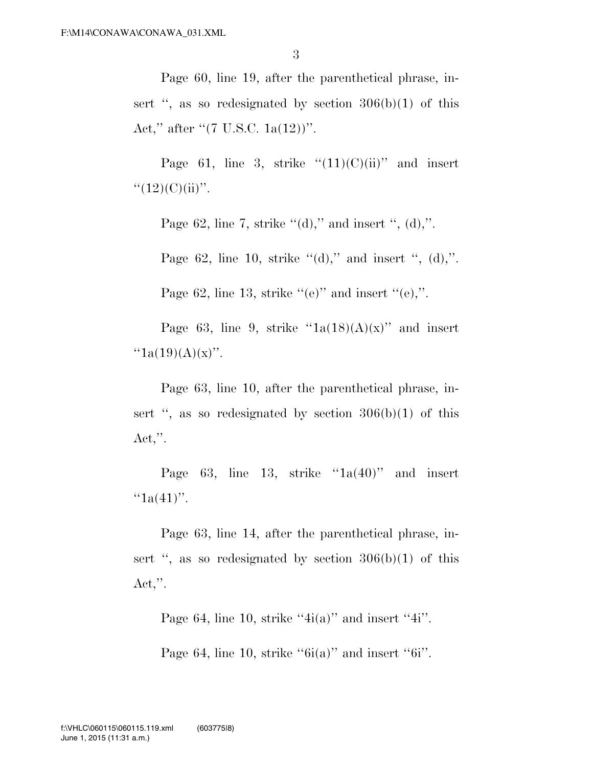Page 60, line 19, after the parenthetical phrase, insert ", as so redesignated by section 306(b)(1) of this Act," after "(7 U.S.C. 1a(12))".

Page 61, line 3, strike "(11)(C)(ii)" and insert "(12)(C)(ii)".

Page 62, line 7, strike "(d)," and insert ", (d),".

Page 62, line 10, strike "(d)," and insert ", (d),".

Page 62, line 13, strike "(e)" and insert "(e),".

Page 63, line 9, strike "1a(18)(A)(x)" and insert "1a(19)(A)(x)".

Page 63, line 10, after the parenthetical phrase, insert ", as so redesignated by section 306(b)(1) of this Act,".

Page 63, line 13, strike "1a(40)" and insert "1a(41)".

Page 63, line 14, after the parenthetical phrase, insert ", as so redesignated by section 306(b)(1) of this Act,".

Page 64, line 10, strike "4i(a)" and insert "4i".

Page 64, line 10, strike "6i(a)" and insert "6i".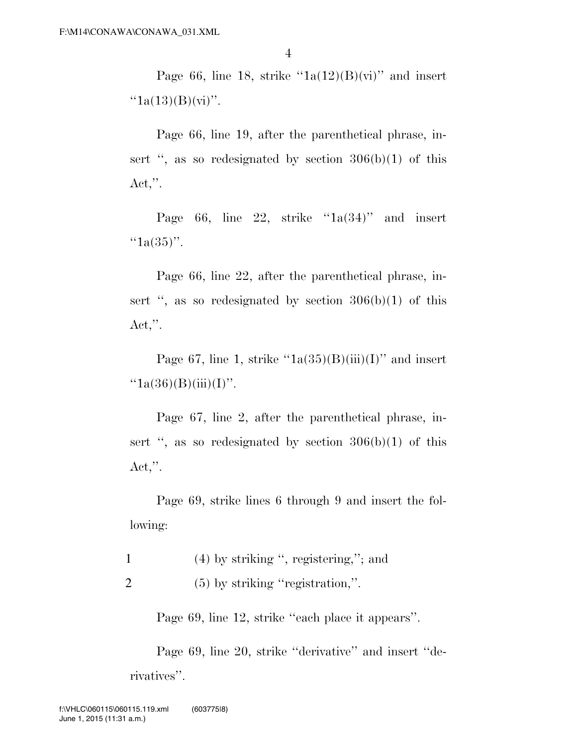Page 66, line 18, strike ''1a(12)(B)(vi)'' and insert ''1a(13)(B)(vi)''.

Page 66, line 19, after the parenthetical phrase, insert '', as so redesignated by section 306(b)(1) of this Act,''.

Page 66, line 22, strike ''1a(34)'' and insert ''1a(35)''.

Page 66, line 22, after the parenthetical phrase, insert '', as so redesignated by section 306(b)(1) of this Act,''.

Page 67, line 1, strike ''1a(35)(B)(iii)(I)'' and insert ''1a(36)(B)(iii)(I)''.

Page 67, line 2, after the parenthetical phrase, insert '', as so redesignated by section 306(b)(1) of this Act,''.

Page 69, strike lines 6 through 9 and insert the following:

1 (4) by striking '', registering,''; and

2 (5) by striking ''registration,''.

Page 69, line 12, strike ''each place it appears''.

Page 69, line 20, strike ''derivative'' and insert ''derivatives''.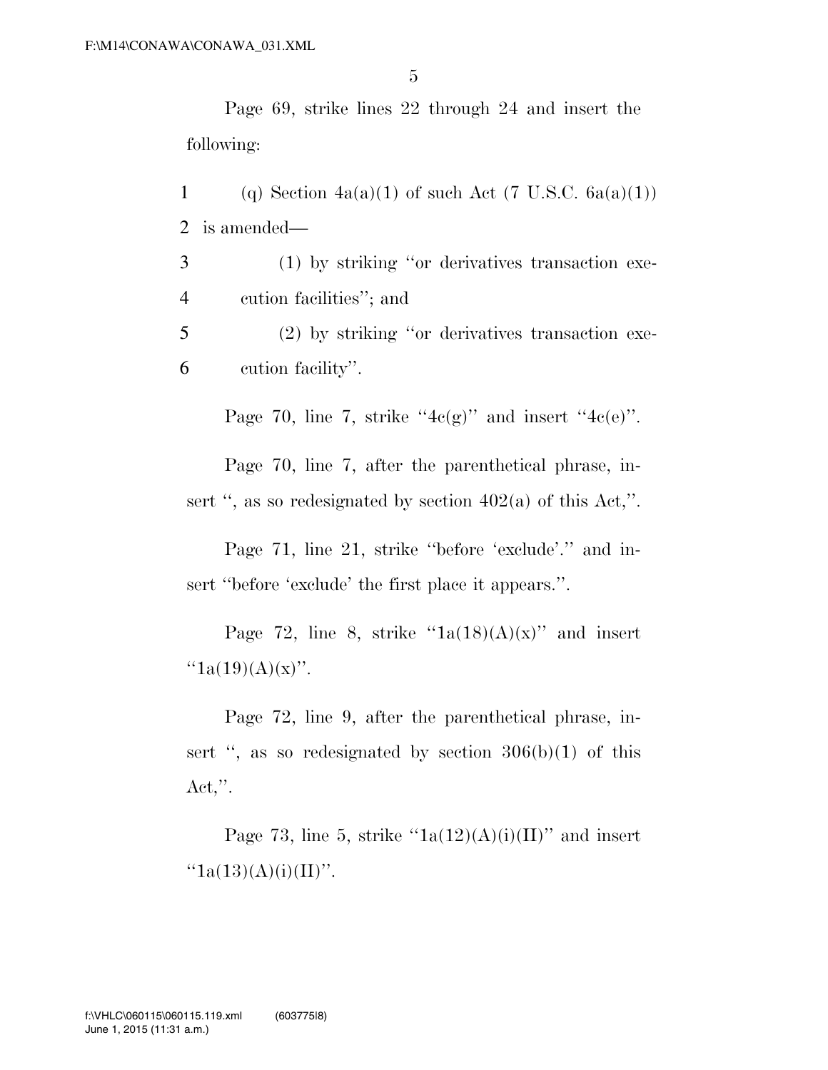Page 69, strike lines 22 through 24 and insert the following:

1 (q) Section 4a(a)(1) of such Act (7 U.S.C. 6a(a)(1))
2 is amended—
3 (1) by striking ''or derivatives transaction exe-
4 cution facilities''; and
5 (2) by striking ''or derivatives transaction exe-
6 cution facility''.

Page 70, line 7, strike ''4c(g)'' and insert ''4c(e)''.

Page 70, line 7, after the parenthetical phrase, insert '', as so redesignated by section 402(a) of this Act,''.

Page 71, line 21, strike ''before 'exclude'.'' and insert ''before 'exclude' the first place it appears.''.

Page 72, line 8, strike ''1a(18)(A)(x)'' and insert ''1a(19)(A)(x)''.

Page 72, line 9, after the parenthetical phrase, insert '', as so redesignated by section 306(b)(1) of this Act,''.

Page 73, line 5, strike ''1a(12)(A)(i)(II)'' and insert ''1a(13)(A)(i)(II)''.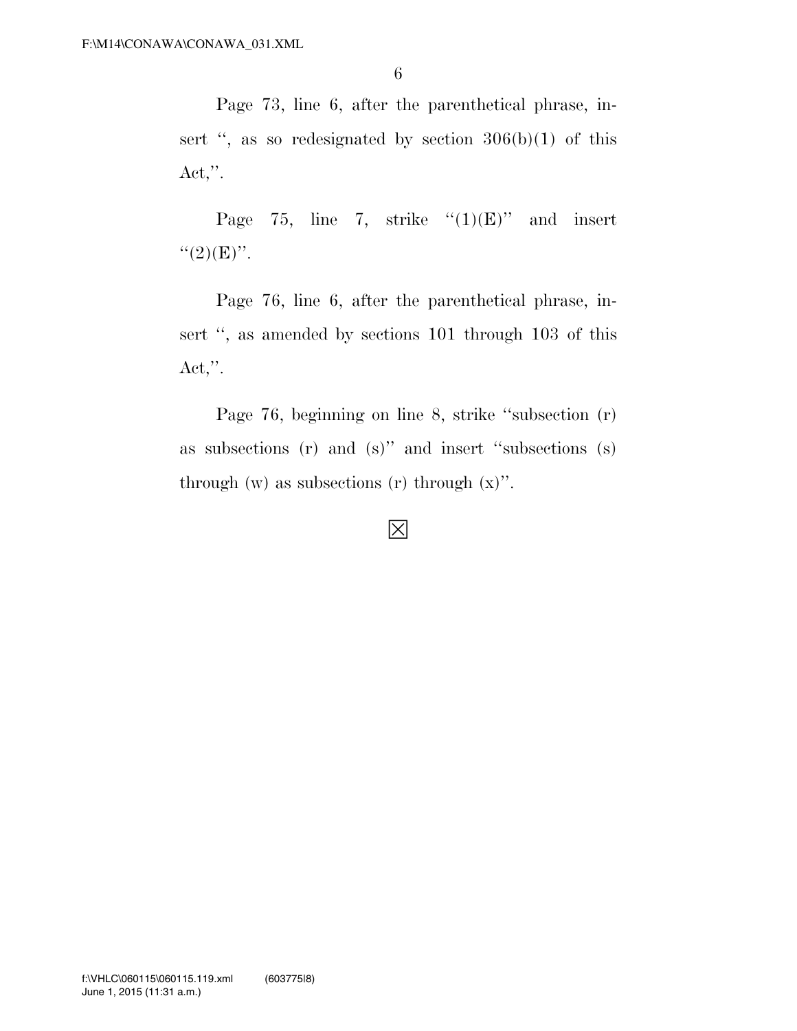Page 73, line 6, after the parenthetical phrase, insert ‘‘, as so redesignated by section 306(b)(1) of this Act,’’.

Page 75, line 7, strike ‘‘(1)(E)’’ and insert ‘‘(2)(E)’’.

Page 76, line 6, after the parenthetical phrase, insert ‘‘, as amended by sections 101 through 103 of this Act,’’.

Page 76, beginning on line 8, strike ‘‘subsection (r) as subsections (r) and (s)’’ and insert ‘‘subsections (s) through (w) as subsections (r) through (x)’’.

☒